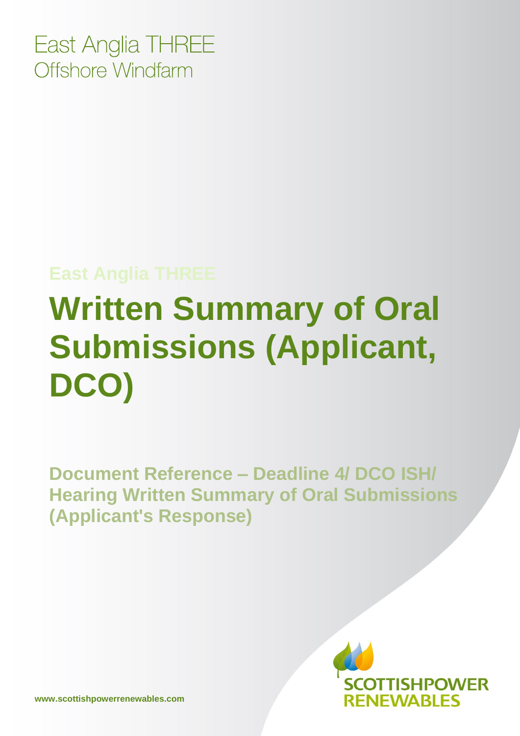East Anglia THREE
Offshore Windfarm

East Anglia THREE

# Written Summary of Oral Submissions (Applicant, DCO)

**Document Reference – Deadline 4/ DCO ISH/ Hearing Written Summary of Oral Submissions (Applicant's Response)**

SCOTTISHPOWER RENEWABLES

www.scottishpowerrenewables.com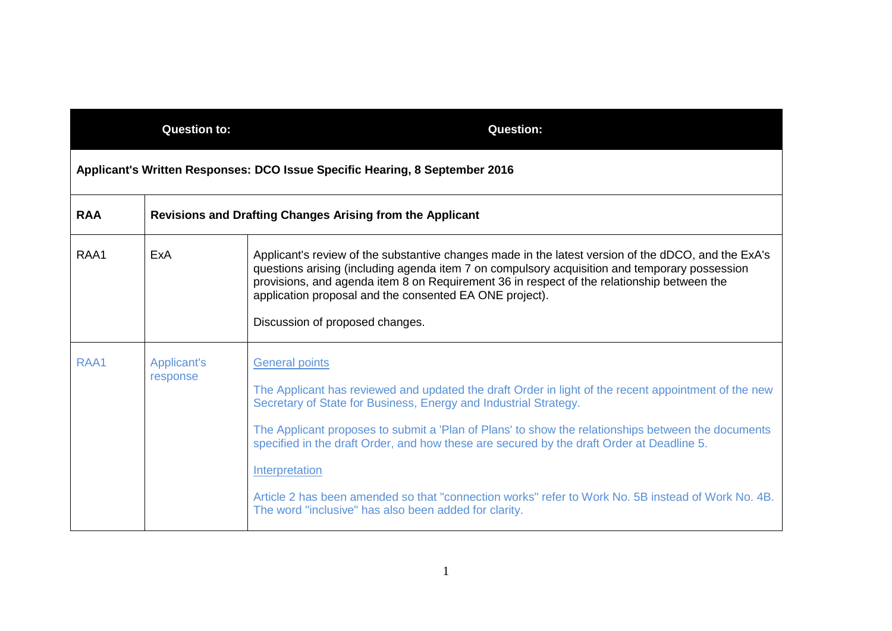| Question to: | | Question: |
| --- | --- | --- |
| **Applicant's Written Responses: DCO Issue Specific Hearing, 8 September 2016** | | |
| **RAA** | **Revisions and Drafting Changes Arising from the Applicant** | |
| RAA1 | ExA | Applicant's review of the substantive changes made in the latest version of the dDCO, and the ExA's questions arising (including agenda item 7 on compulsory acquisition and temporary possession provisions, and agenda item 8 on Requirement 36 in respect of the relationship between the application proposal and the consented EA ONE project).<br><br>Discussion of proposed changes. |
| RAA1 | Applicant's response | General points<br><br>The Applicant has reviewed and updated the draft Order in light of the recent appointment of the new Secretary of State for Business, Energy and Industrial Strategy.<br><br>The Applicant proposes to submit a 'Plan of Plans' to show the relationships between the documents specified in the draft Order, and how these are secured by the draft Order at Deadline 5.<br><br>Interpretation<br><br>Article 2 has been amended so that "connection works" refer to Work No. 5B instead of Work No. 4B. The word "inclusive" has also been added for clarity. |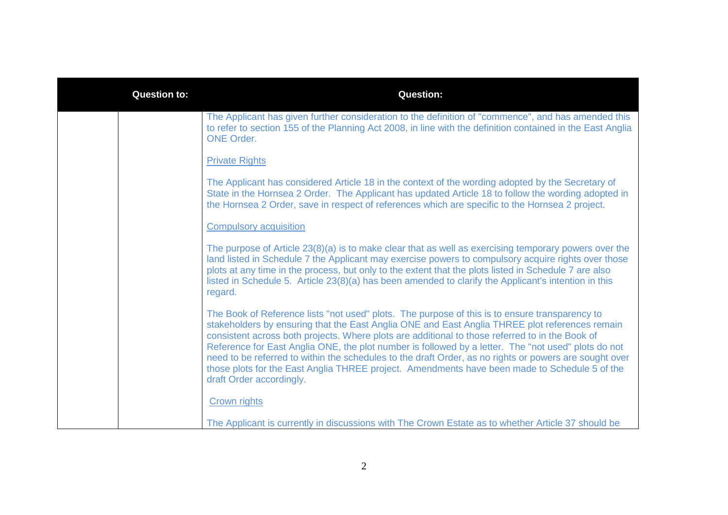| | Question to: | Question: |
|---|---|---|
| | | The Applicant has given further consideration to the definition of "commence", and has amended this to refer to section 155 of the Planning Act 2008, in line with the definition contained in the East Anglia ONE Order.<br><br>Private Rights<br><br>The Applicant has considered Article 18 in the context of the wording adopted by the Secretary of State in the Hornsea 2 Order. The Applicant has updated Article 18 to follow the wording adopted in the Hornsea 2 Order, save in respect of references which are specific to the Hornsea 2 project.<br><br>Compulsory acquisition<br><br>The purpose of Article 23(8)(a) is to make clear that as well as exercising temporary powers over the land listed in Schedule 7 the Applicant may exercise powers to compulsory acquire rights over those plots at any time in the process, but only to the extent that the plots listed in Schedule 7 are also listed in Schedule 5. Article 23(8)(a) has been amended to clarify the Applicant's intention in this regard.<br><br>The Book of Reference lists "not used" plots. The purpose of this is to ensure transparency to stakeholders by ensuring that the East Anglia ONE and East Anglia THREE plot references remain consistent across both projects. Where plots are additional to those referred to in the Book of Reference for East Anglia ONE, the plot number is followed by a letter. The "not used" plots do not need to be referred to within the schedules to the draft Order, as no rights or powers are sought over those plots for the East Anglia THREE project. Amendments have been made to Schedule 5 of the draft Order accordingly.<br><br>Crown rights<br><br>The Applicant is currently in discussions with The Crown Estate as to whether Article 37 should be |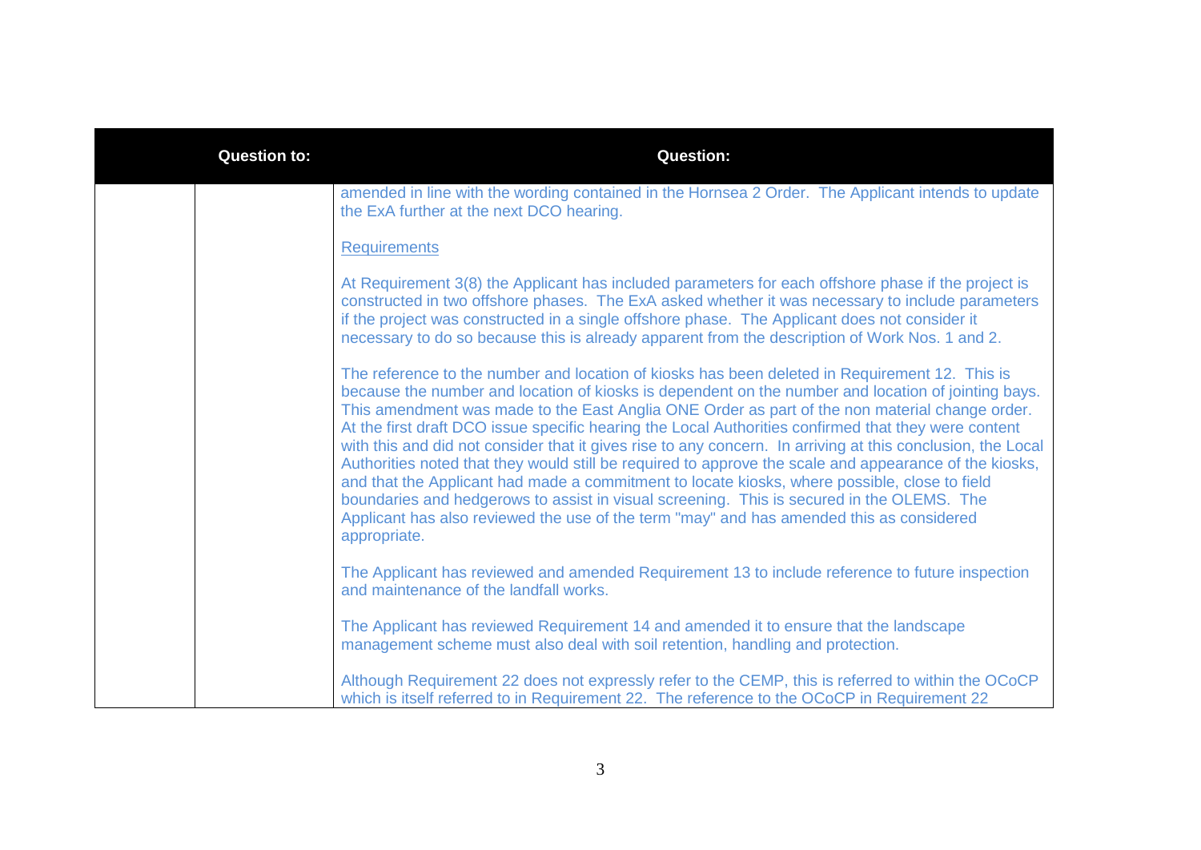| | Question to: | Question: |
|---|---|---|
| | | amended in line with the wording contained in the Hornsea 2 Order. The Applicant intends to update the ExA further at the next DCO hearing.<br><br>Requirements<br><br>At Requirement 3(8) the Applicant has included parameters for each offshore phase if the project is constructed in two offshore phases. The ExA asked whether it was necessary to include parameters if the project was constructed in a single offshore phase. The Applicant does not consider it necessary to do so because this is already apparent from the description of Work Nos. 1 and 2.<br><br>The reference to the number and location of kiosks has been deleted in Requirement 12. This is because the number and location of kiosks is dependent on the number and location of jointing bays. This amendment was made to the East Anglia ONE Order as part of the non material change order. At the first draft DCO issue specific hearing the Local Authorities confirmed that they were content with this and did not consider that it gives rise to any concern. In arriving at this conclusion, the Local Authorities noted that they would still be required to approve the scale and appearance of the kiosks, and that the Applicant had made a commitment to locate kiosks, where possible, close to field boundaries and hedgerows to assist in visual screening. This is secured in the OLEMS. The Applicant has also reviewed the use of the term "may" and has amended this as considered appropriate.<br><br>The Applicant has reviewed and amended Requirement 13 to include reference to future inspection and maintenance of the landfall works.<br><br>The Applicant has reviewed Requirement 14 and amended it to ensure that the landscape management scheme must also deal with soil retention, handling and protection.<br><br>Although Requirement 22 does not expressly refer to the CEMP, this is referred to within the OCoCP which is itself referred to in Requirement 22. The reference to the OCoCP in Requirement 22 |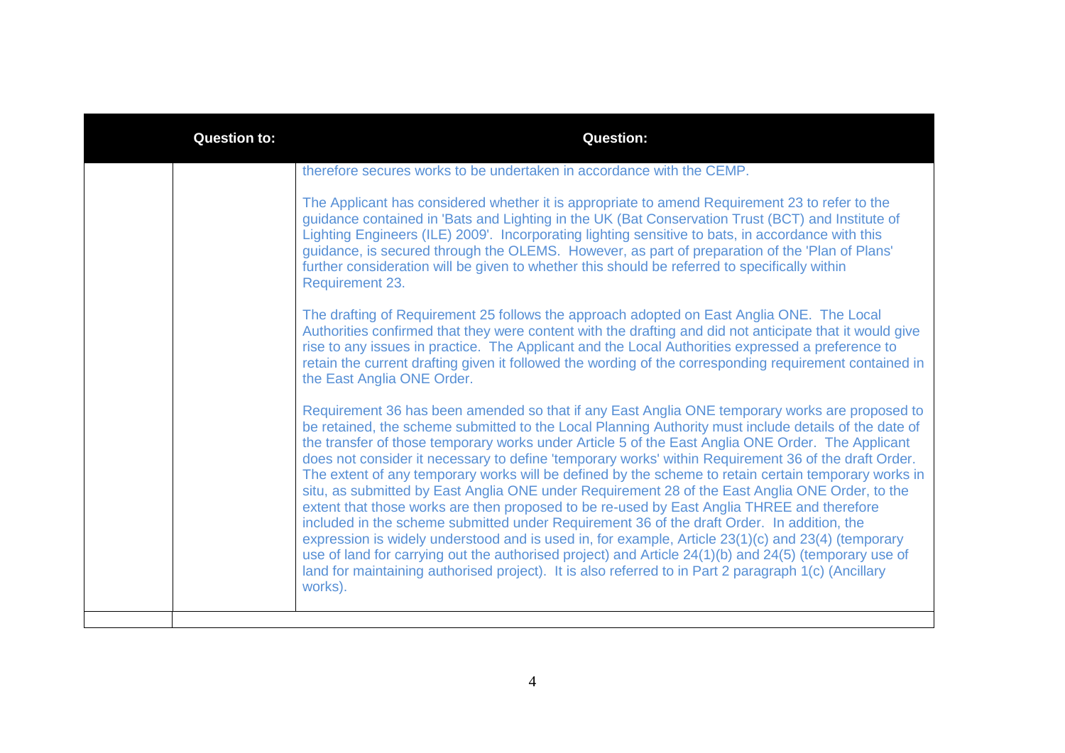| | Question to: | Question: |
|---|---|---|
| | | therefore secures works to be undertaken in accordance with the CEMP.<br><br>The Applicant has considered whether it is appropriate to amend Requirement 23 to refer to the guidance contained in 'Bats and Lighting in the UK (Bat Conservation Trust (BCT) and Institute of Lighting Engineers (ILE) 2009'. Incorporating lighting sensitive to bats, in accordance with this guidance, is secured through the OLEMS. However, as part of preparation of the 'Plan of Plans' further consideration will be given to whether this should be referred to specifically within Requirement 23.<br><br>The drafting of Requirement 25 follows the approach adopted on East Anglia ONE. The Local Authorities confirmed that they were content with the drafting and did not anticipate that it would give rise to any issues in practice. The Applicant and the Local Authorities expressed a preference to retain the current drafting given it followed the wording of the corresponding requirement contained in the East Anglia ONE Order.<br><br>Requirement 36 has been amended so that if any East Anglia ONE temporary works are proposed to be retained, the scheme submitted to the Local Planning Authority must include details of the date of the transfer of those temporary works under Article 5 of the East Anglia ONE Order. The Applicant does not consider it necessary to define 'temporary works' within Requirement 36 of the draft Order. The extent of any temporary works will be defined by the scheme to retain certain temporary works in situ, as submitted by East Anglia ONE under Requirement 28 of the East Anglia ONE Order, to the extent that those works are then proposed to be re-used by East Anglia THREE and therefore included in the scheme submitted under Requirement 36 of the draft Order. In addition, the expression is widely understood and is used in, for example, Article 23(1)(c) and 23(4) (temporary use of land for carrying out the authorised project) and Article 24(1)(b) and 24(5) (temporary use of land for maintaining authorised project). It is also referred to in Part 2 paragraph 1(c) (Ancillary works). |
| | | |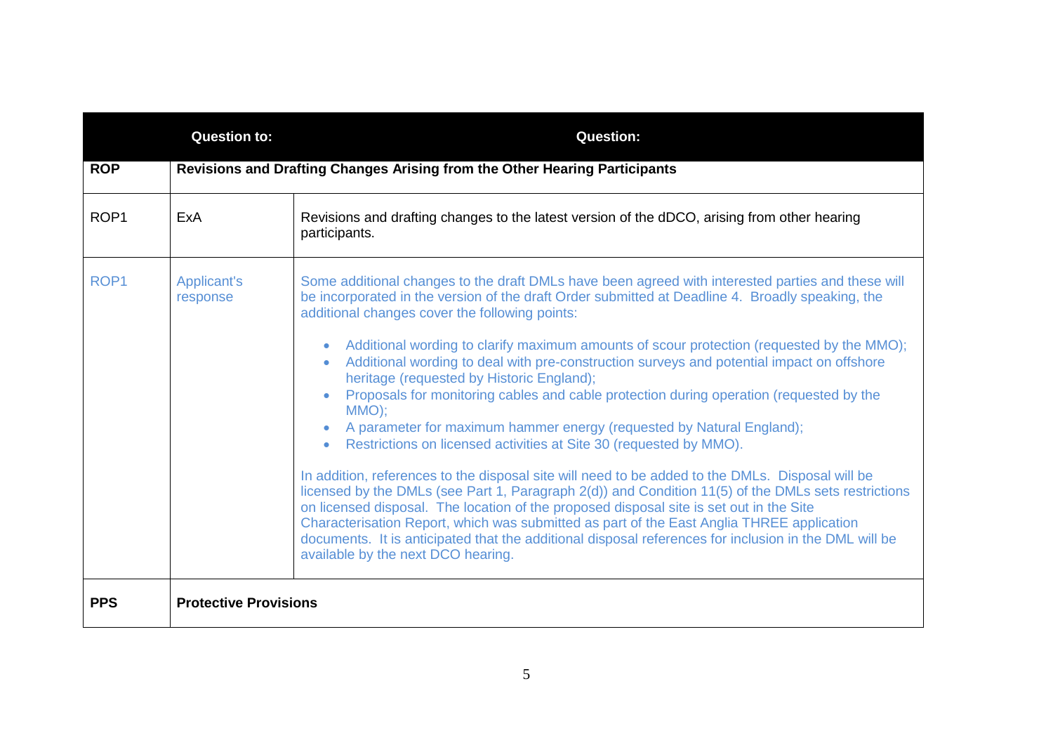| | Question to: | Question: |
|---|---|---|
| **ROP** | **Revisions and Drafting Changes Arising from the Other Hearing Participants** | |
| ROP1 | ExA | Revisions and drafting changes to the latest version of the dDCO, arising from other hearing participants. |
| ROP1 | Applicant's response | Some additional changes to the draft DMLs have been agreed with interested parties and these will be incorporated in the version of the draft Order submitted at Deadline 4. Broadly speaking, the additional changes cover the following points:<br><br>• Additional wording to clarify maximum amounts of scour protection (requested by the MMO);<br>• Additional wording to deal with pre-construction surveys and potential impact on offshore heritage (requested by Historic England);<br>• Proposals for monitoring cables and cable protection during operation (requested by the MMO);<br>• A parameter for maximum hammer energy (requested by Natural England);<br>• Restrictions on licensed activities at Site 30 (requested by MMO).<br><br>In addition, references to the disposal site will need to be added to the DMLs. Disposal will be licensed by the DMLs (see Part 1, Paragraph 2(d)) and Condition 11(5) of the DMLs sets restrictions on licensed disposal. The location of the proposed disposal site is set out in the Site Characterisation Report, which was submitted as part of the East Anglia THREE application documents. It is anticipated that the additional disposal references for inclusion in the DML will be available by the next DCO hearing. |
| **PPS** | **Protective Provisions** | |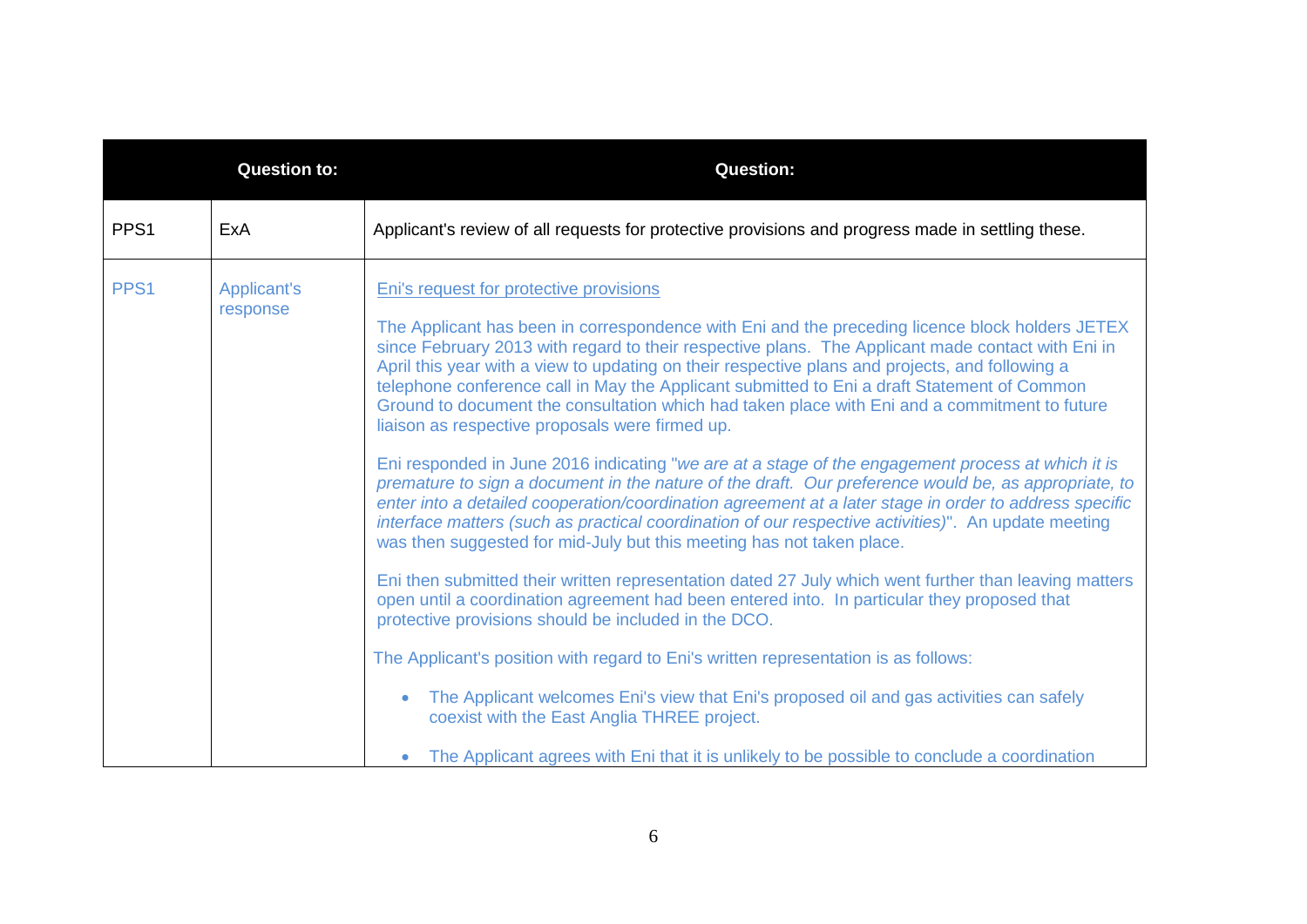| | Question to: | Question: |
|---|---|---|
| PPS1 | ExA | Applicant's review of all requests for protective provisions and progress made in settling these. |
| PPS1 | Applicant's response | Eni's request for protective provisions<br><br>The Applicant has been in correspondence with Eni and the preceding licence block holders JETEX since February 2013 with regard to their respective plans. The Applicant made contact with Eni in April this year with a view to updating on their respective plans and projects, and following a telephone conference call in May the Applicant submitted to Eni a draft Statement of Common Ground to document the consultation which had taken place with Eni and a commitment to future liaison as respective proposals were firmed up.<br><br>Eni responded in June 2016 indicating "*we are at a stage of the engagement process at which it is premature to sign a document in the nature of the draft. Our preference would be, as appropriate, to enter into a detailed cooperation/coordination agreement at a later stage in order to address specific interface matters (such as practical coordination of our respective activities)*". An update meeting was then suggested for mid-July but this meeting has not taken place.<br><br>Eni then submitted their written representation dated 27 July which went further than leaving matters open until a coordination agreement had been entered into. In particular they proposed that protective provisions should be included in the DCO.<br><br>The Applicant's position with regard to Eni's written representation is as follows:<br><br>• The Applicant welcomes Eni's view that Eni's proposed oil and gas activities can safely coexist with the East Anglia THREE project.<br><br>• The Applicant agrees with Eni that it is unlikely to be possible to conclude a coordination |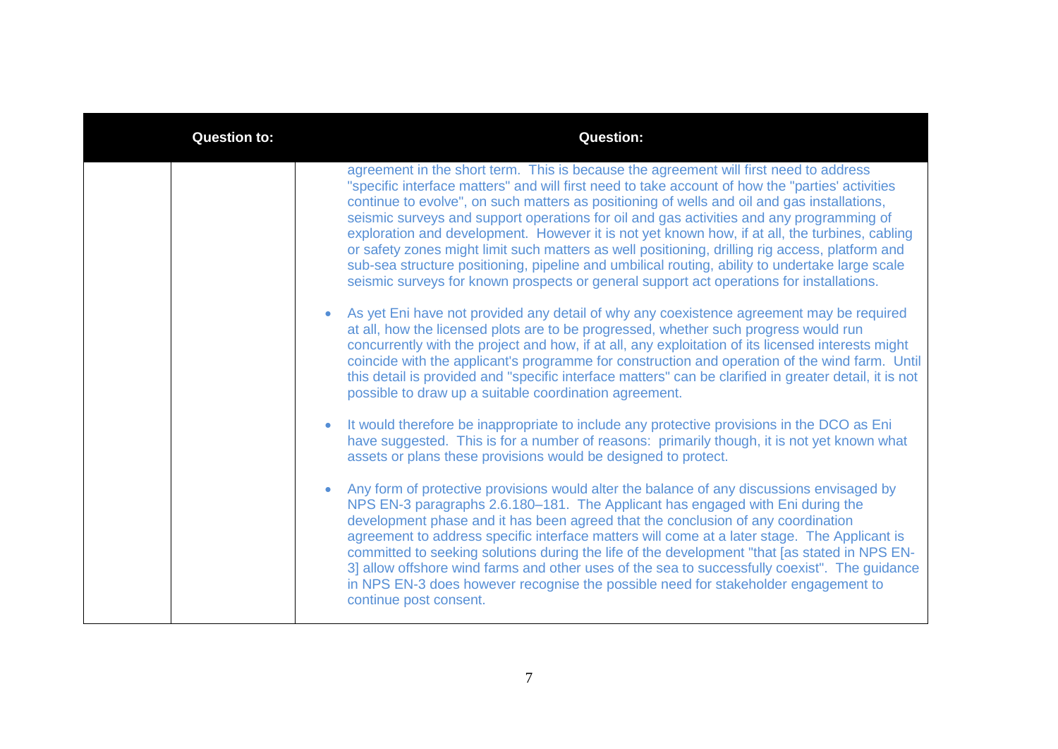| | Question to: | Question: |
|---|---|---|
| | | agreement in the short term. This is because the agreement will first need to address "specific interface matters" and will first need to take account of how the "parties' activities continue to evolve", on such matters as positioning of wells and oil and gas installations, seismic surveys and support operations for oil and gas activities and any programming of exploration and development. However it is not yet known how, if at all, the turbines, cabling or safety zones might limit such matters as well positioning, drilling rig access, platform and sub-sea structure positioning, pipeline and umbilical routing, ability to undertake large scale seismic surveys for known prospects or general support act operations for installations.<br><br>• As yet Eni have not provided any detail of why any coexistence agreement may be required at all, how the licensed plots are to be progressed, whether such progress would run concurrently with the project and how, if at all, any exploitation of its licensed interests might coincide with the applicant's programme for construction and operation of the wind farm. Until this detail is provided and "specific interface matters" can be clarified in greater detail, it is not possible to draw up a suitable coordination agreement.<br><br>• It would therefore be inappropriate to include any protective provisions in the DCO as Eni have suggested. This is for a number of reasons: primarily though, it is not yet known what assets or plans these provisions would be designed to protect.<br><br>• Any form of protective provisions would alter the balance of any discussions envisaged by NPS EN-3 paragraphs 2.6.180–181. The Applicant has engaged with Eni during the development phase and it has been agreed that the conclusion of any coordination agreement to address specific interface matters will come at a later stage. The Applicant is committed to seeking solutions during the life of the development "that [as stated in NPS EN-3] allow offshore wind farms and other uses of the sea to successfully coexist". The guidance in NPS EN-3 does however recognise the possible need for stakeholder engagement to continue post consent. |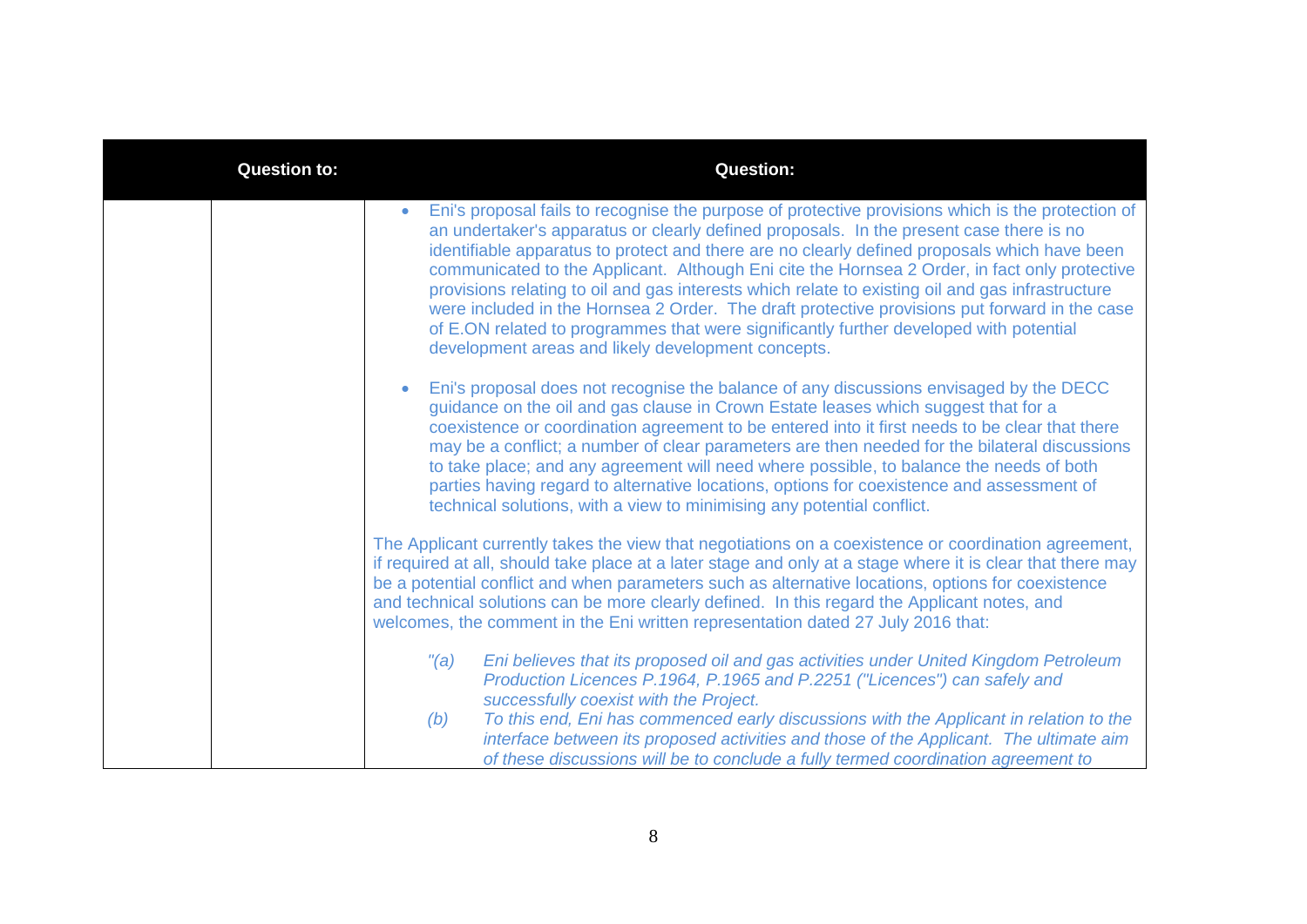| | Question to: | Question: |
|---|---|---|
| | | • Eni's proposal fails to recognise the purpose of protective provisions which is the protection of an undertaker's apparatus or clearly defined proposals. In the present case there is no identifiable apparatus to protect and there are no clearly defined proposals which have been communicated to the Applicant. Although Eni cite the Hornsea 2 Order, in fact only protective provisions relating to oil and gas interests which relate to existing oil and gas infrastructure were included in the Hornsea 2 Order. The draft protective provisions put forward in the case of E.ON related to programmes that were significantly further developed with potential development areas and likely development concepts.<br><br>• Eni's proposal does not recognise the balance of any discussions envisaged by the DECC guidance on the oil and gas clause in Crown Estate leases which suggest that for a coexistence or coordination agreement to be entered into it first needs to be clear that there may be a conflict; a number of clear parameters are then needed for the bilateral discussions to take place; and any agreement will need where possible, to balance the needs of both parties having regard to alternative locations, options for coexistence and assessment of technical solutions, with a view to minimising any potential conflict.<br><br>The Applicant currently takes the view that negotiations on a coexistence or coordination agreement, if required at all, should take place at a later stage and only at a stage where it is clear that there may be a potential conflict and when parameters such as alternative locations, options for coexistence and technical solutions can be more clearly defined. In this regard the Applicant notes, and welcomes, the comment in the Eni written representation dated 27 July 2016 that:<br><br>*"(a) Eni believes that its proposed oil and gas activities under United Kingdom Petroleum Production Licences P.1964, P.1965 and P.2251 ("Licences") can safely and successfully coexist with the Project.*<br>*(b) To this end, Eni has commenced early discussions with the Applicant in relation to the interface between its proposed activities and those of the Applicant. The ultimate aim of these discussions will be to conclude a fully termed coordination agreement to* |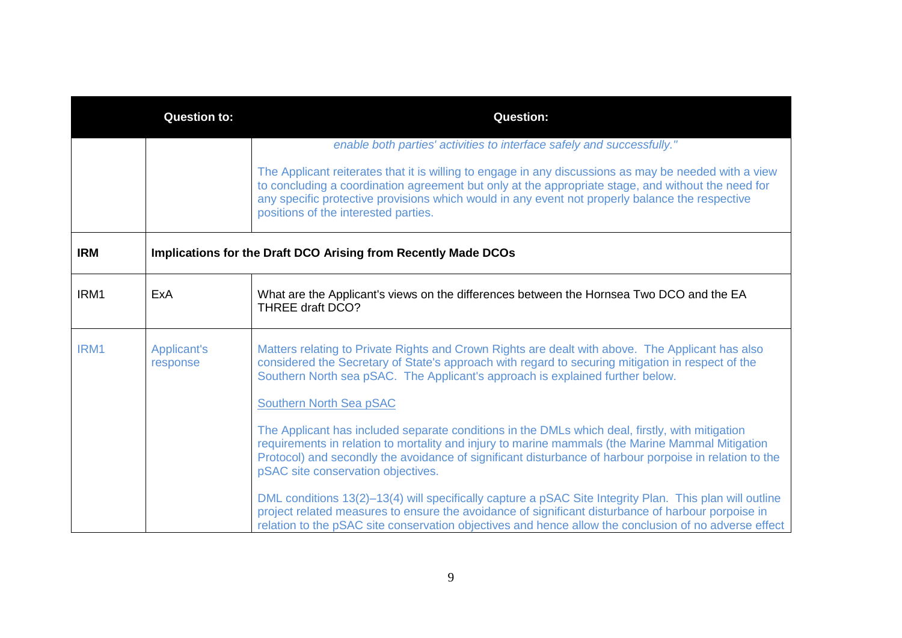|  | Question to: | Question: |
|---|---|---|
|  |  | *enable both parties' activities to interface safely and successfully."*<br><br>The Applicant reiterates that it is willing to engage in any discussions as may be needed with a view to concluding a coordination agreement but only at the appropriate stage, and without the need for any specific protective provisions which would in any event not properly balance the respective positions of the interested parties. |
| **IRM** | **Implications for the Draft DCO Arising from Recently Made DCOs** | |
| IRM1 | ExA | What are the Applicant's views on the differences between the Hornsea Two DCO and the EA THREE draft DCO? |
| IRM1 | Applicant's response | Matters relating to Private Rights and Crown Rights are dealt with above. The Applicant has also considered the Secretary of State's approach with regard to securing mitigation in respect of the Southern North sea pSAC. The Applicant's approach is explained further below.<br><br><u>Southern North Sea pSAC</u><br><br>The Applicant has included separate conditions in the DMLs which deal, firstly, with mitigation requirements in relation to mortality and injury to marine mammals (the Marine Mammal Mitigation Protocol) and secondly the avoidance of significant disturbance of harbour porpoise in relation to the pSAC site conservation objectives.<br><br>DML conditions 13(2)–13(4) will specifically capture a pSAC Site Integrity Plan. This plan will outline project related measures to ensure the avoidance of significant disturbance of harbour porpoise in relation to the pSAC site conservation objectives and hence allow the conclusion of no adverse effect |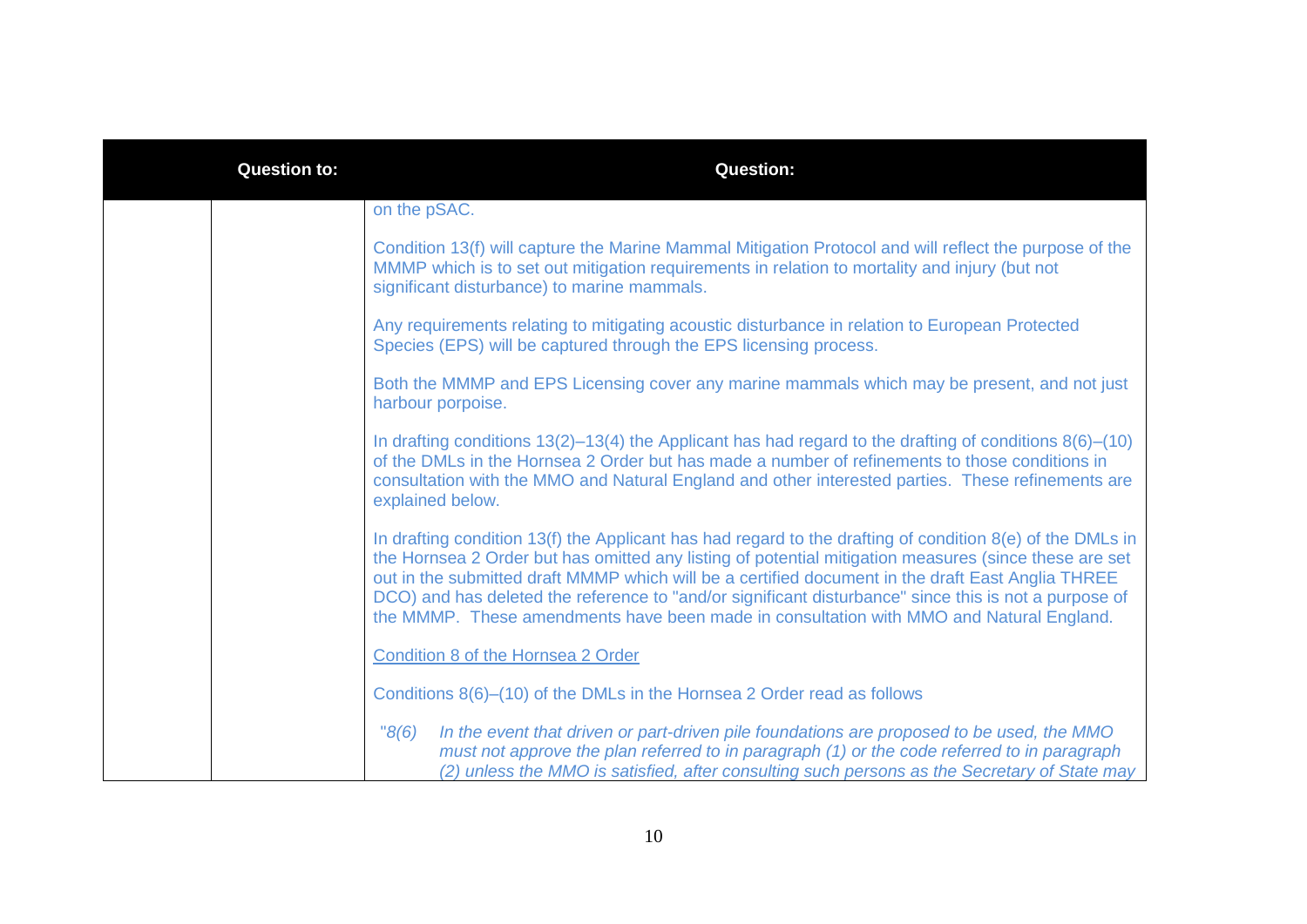| | Question to: | Question: |
|---|---|---|
| | | on the pSAC.<br><br>Condition 13(f) will capture the Marine Mammal Mitigation Protocol and will reflect the purpose of the MMMP which is to set out mitigation requirements in relation to mortality and injury (but not significant disturbance) to marine mammals.<br><br>Any requirements relating to mitigating acoustic disturbance in relation to European Protected Species (EPS) will be captured through the EPS licensing process.<br><br>Both the MMMP and EPS Licensing cover any marine mammals which may be present, and not just harbour porpoise.<br><br>In drafting conditions 13(2)–13(4) the Applicant has had regard to the drafting of conditions 8(6)–(10) of the DMLs in the Hornsea 2 Order but has made a number of refinements to those conditions in consultation with the MMO and Natural England and other interested parties. These refinements are explained below.<br><br>In drafting condition 13(f) the Applicant has had regard to the drafting of condition 8(e) of the DMLs in the Hornsea 2 Order but has omitted any listing of potential mitigation measures (since these are set out in the submitted draft MMMP which will be a certified document in the draft East Anglia THREE DCO) and has deleted the reference to "and/or significant disturbance" since this is not a purpose of the MMMP. These amendments have been made in consultation with MMO and Natural England.<br><br><u>Condition 8 of the Hornsea 2 Order</u><br><br>Conditions 8(6)–(10) of the DMLs in the Hornsea 2 Order read as follows<br><br>"*8(6) In the event that driven or part-driven pile foundations are proposed to be used, the MMO must not approve the plan referred to in paragraph (1) or the code referred to in paragraph (2) unless the MMO is satisfied, after consulting such persons as the Secretary of State may* |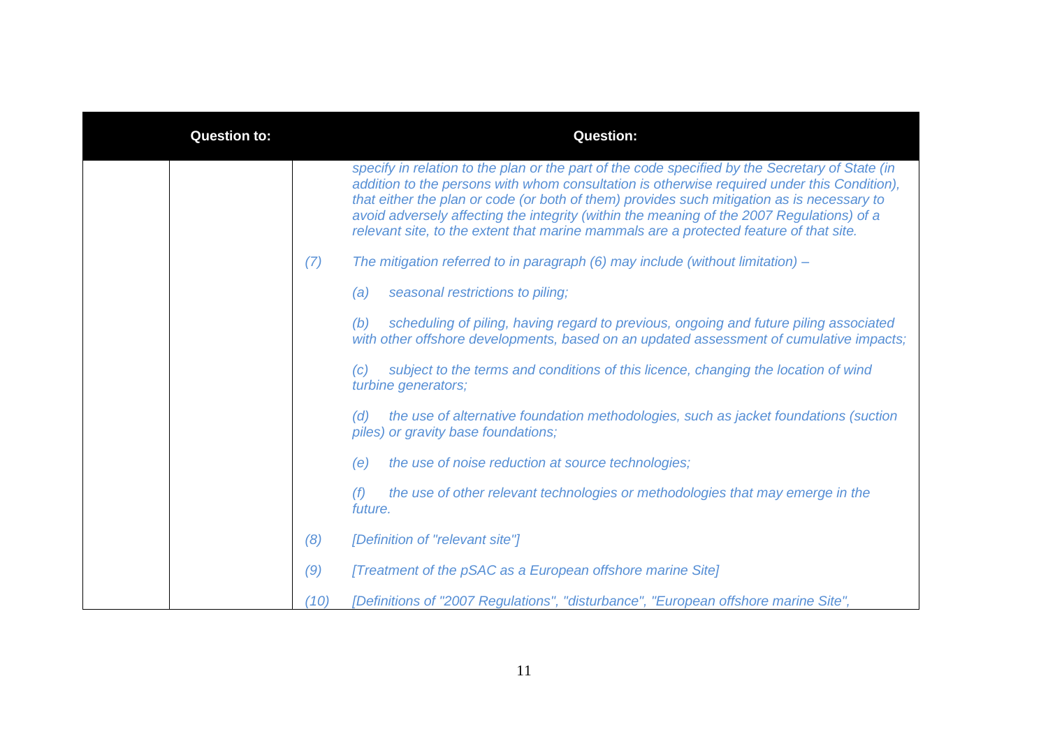| | Question to: | Question: |
|---|---|---|
| | | *specify in relation to the plan or the part of the code specified by the Secretary of State (in addition to the persons with whom consultation is otherwise required under this Condition), that either the plan or code (or both of them) provides such mitigation as is necessary to avoid adversely affecting the integrity (within the meaning of the 2007 Regulations) of a relevant site, to the extent that marine mammals are a protected feature of that site.*<br><br>*(7) The mitigation referred to in paragraph (6) may include (without limitation) –*<br><br>*(a) seasonal restrictions to piling;*<br><br>*(b) scheduling of piling, having regard to previous, ongoing and future piling associated with other offshore developments, based on an updated assessment of cumulative impacts;*<br><br>*(c) subject to the terms and conditions of this licence, changing the location of wind turbine generators;*<br><br>*(d) the use of alternative foundation methodologies, such as jacket foundations (suction piles) or gravity base foundations;*<br><br>*(e) the use of noise reduction at source technologies;*<br><br>*(f) the use of other relevant technologies or methodologies that may emerge in the future.*<br><br>*(8) [Definition of "relevant site"]*<br><br>*(9) [Treatment of the pSAC as a European offshore marine Site]*<br><br>*(10) [Definitions of "2007 Regulations", "disturbance", "European offshore marine Site",* |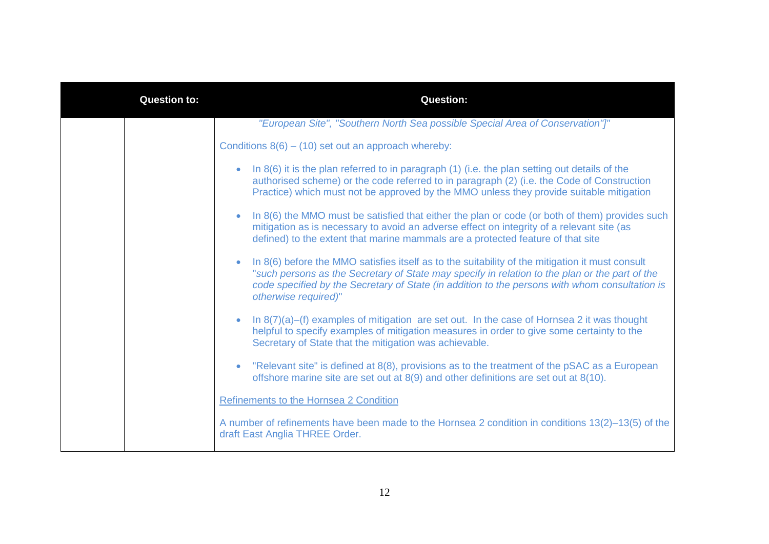| | Question to: | Question: |
|---|---|---|
| | | *"European Site", "Southern North Sea possible Special Area of Conservation"]"*<br><br>Conditions 8(6) – (10) set out an approach whereby:<br><br>• In 8(6) it is the plan referred to in paragraph (1) (i.e. the plan setting out details of the authorised scheme) or the code referred to in paragraph (2) (i.e. the Code of Construction Practice) which must not be approved by the MMO unless they provide suitable mitigation<br><br>• In 8(6) the MMO must be satisfied that either the plan or code (or both of them) provides such mitigation as is necessary to avoid an adverse effect on integrity of a relevant site (as defined) to the extent that marine mammals are a protected feature of that site<br><br>• In 8(6) before the MMO satisfies itself as to the suitability of the mitigation it must consult "*such persons as the Secretary of State may specify in relation to the plan or the part of the code specified by the Secretary of State (in addition to the persons with whom consultation is otherwise required)*"<br><br>• In 8(7)(a)–(f) examples of mitigation are set out. In the case of Hornsea 2 it was thought helpful to specify examples of mitigation measures in order to give some certainty to the Secretary of State that the mitigation was achievable.<br><br>• "Relevant site" is defined at 8(8), provisions as to the treatment of the pSAC as a European offshore marine site are set out at 8(9) and other definitions are set out at 8(10).<br><br><u>Refinements to the Hornsea 2 Condition</u><br><br>A number of refinements have been made to the Hornsea 2 condition in conditions 13(2)–13(5) of the draft East Anglia THREE Order. |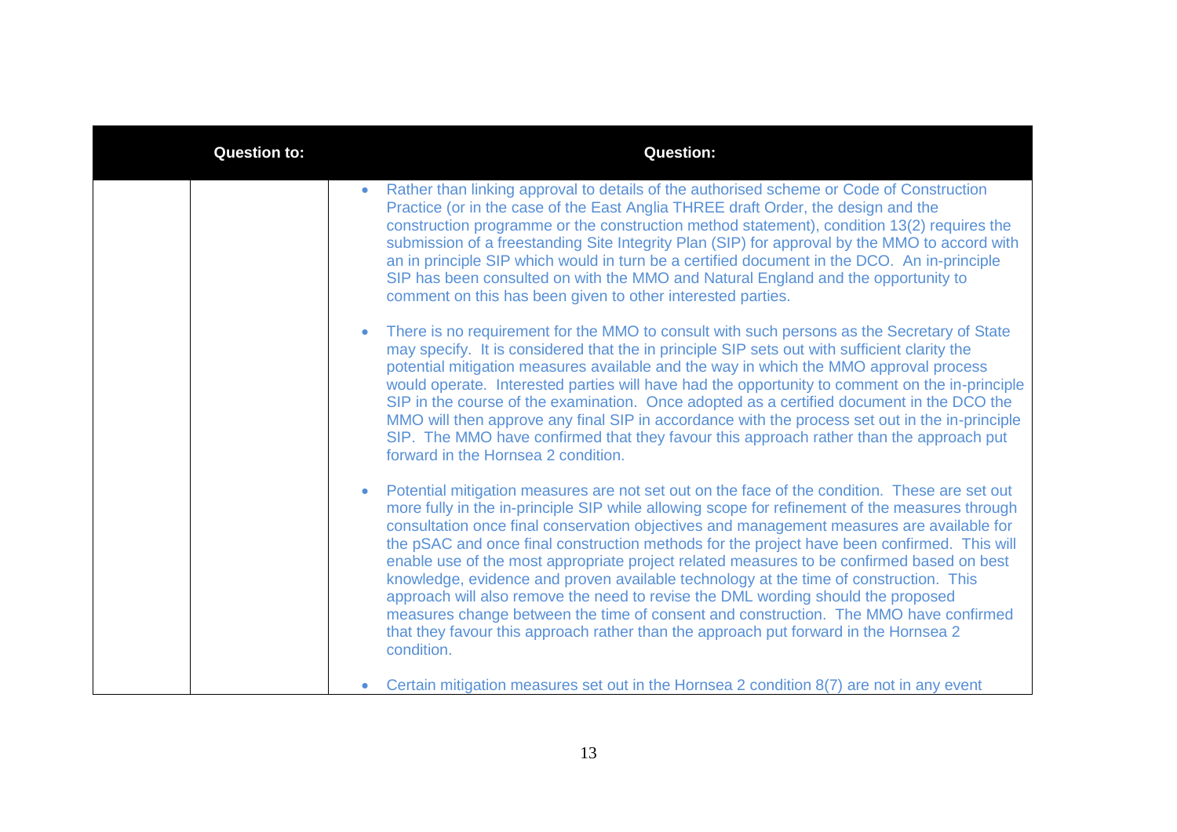| | Question to: | Question: |
|---|---|---|
| | | • Rather than linking approval to details of the authorised scheme or Code of Construction Practice (or in the case of the East Anglia THREE draft Order, the design and the construction programme or the construction method statement), condition 13(2) requires the submission of a freestanding Site Integrity Plan (SIP) for approval by the MMO to accord with an in principle SIP which would in turn be a certified document in the DCO. An in-principle SIP has been consulted on with the MMO and Natural England and the opportunity to comment on this has been given to other interested parties.<br><br>• There is no requirement for the MMO to consult with such persons as the Secretary of State may specify. It is considered that the in principle SIP sets out with sufficient clarity the potential mitigation measures available and the way in which the MMO approval process would operate. Interested parties will have had the opportunity to comment on the in-principle SIP in the course of the examination. Once adopted as a certified document in the DCO the MMO will then approve any final SIP in accordance with the process set out in the in-principle SIP. The MMO have confirmed that they favour this approach rather than the approach put forward in the Hornsea 2 condition.<br><br>• Potential mitigation measures are not set out on the face of the condition. These are set out more fully in the in-principle SIP while allowing scope for refinement of the measures through consultation once final conservation objectives and management measures are available for the pSAC and once final construction methods for the project have been confirmed. This will enable use of the most appropriate project related measures to be confirmed based on best knowledge, evidence and proven available technology at the time of construction. This approach will also remove the need to revise the DML wording should the proposed measures change between the time of consent and construction. The MMO have confirmed that they favour this approach rather than the approach put forward in the Hornsea 2 condition.<br><br>• Certain mitigation measures set out in the Hornsea 2 condition 8(7) are not in any event |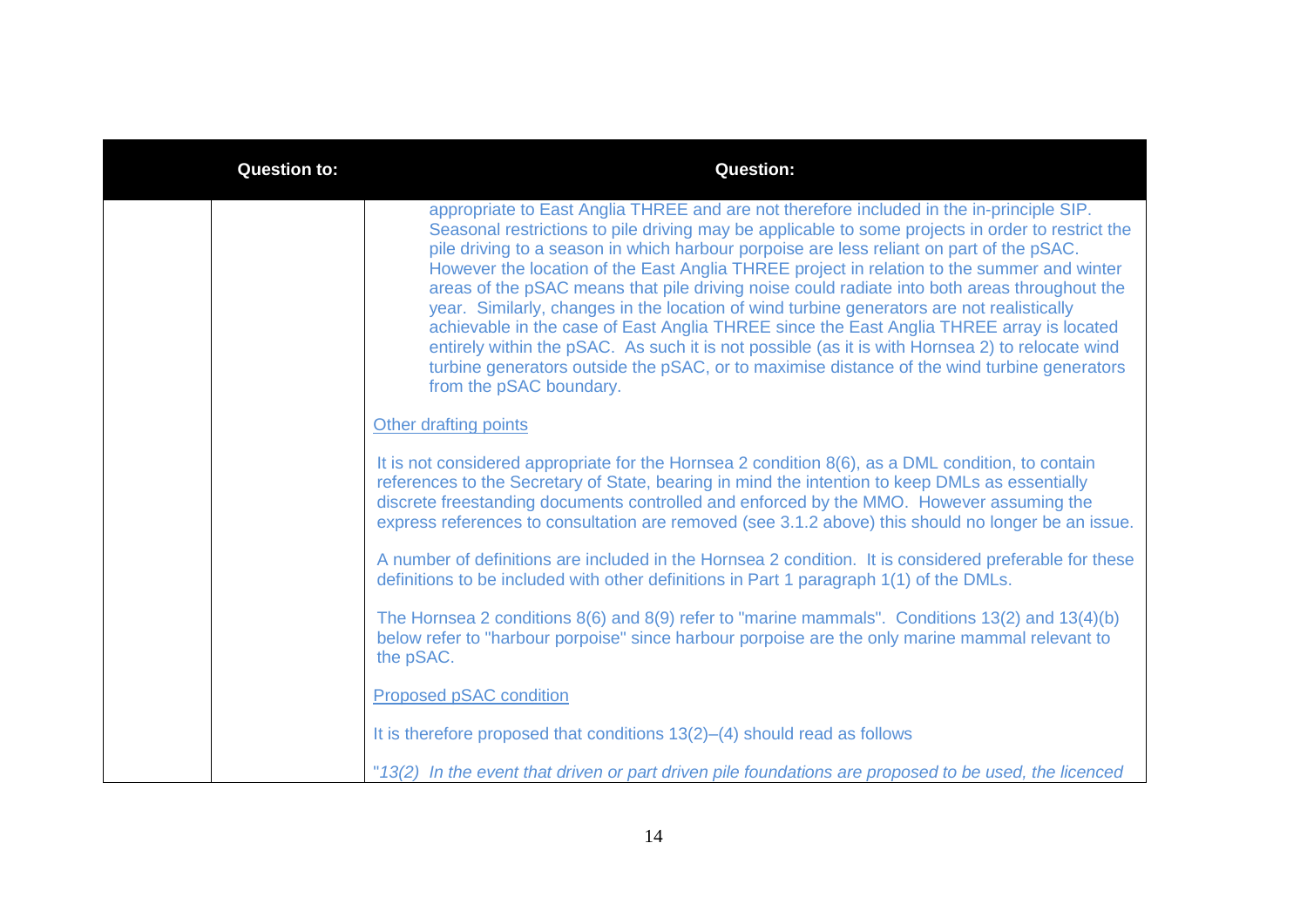| | Question to: | Question: |
|---|---|---|
| | | appropriate to East Anglia THREE and are not therefore included in the in-principle SIP. Seasonal restrictions to pile driving may be applicable to some projects in order to restrict the pile driving to a season in which harbour porpoise are less reliant on part of the pSAC. However the location of the East Anglia THREE project in relation to the summer and winter areas of the pSAC means that pile driving noise could radiate into both areas throughout the year. Similarly, changes in the location of wind turbine generators are not realistically achievable in the case of East Anglia THREE since the East Anglia THREE array is located entirely within the pSAC. As such it is not possible (as it is with Hornsea 2) to relocate wind turbine generators outside the pSAC, or to maximise distance of the wind turbine generators from the pSAC boundary.<br><br><u>Other drafting points</u><br><br>It is not considered appropriate for the Hornsea 2 condition 8(6), as a DML condition, to contain references to the Secretary of State, bearing in mind the intention to keep DMLs as essentially discrete freestanding documents controlled and enforced by the MMO. However assuming the express references to consultation are removed (see 3.1.2 above) this should no longer be an issue.<br><br>A number of definitions are included in the Hornsea 2 condition. It is considered preferable for these definitions to be included with other definitions in Part 1 paragraph 1(1) of the DMLs.<br><br>The Hornsea 2 conditions 8(6) and 8(9) refer to "marine mammals". Conditions 13(2) and 13(4)(b) below refer to "harbour porpoise" since harbour porpoise are the only marine mammal relevant to the pSAC.<br><br><u>Proposed pSAC condition</u><br><br>It is therefore proposed that conditions 13(2)–(4) should read as follows<br><br>"*13(2) In the event that driven or part driven pile foundations are proposed to be used, the licenced* |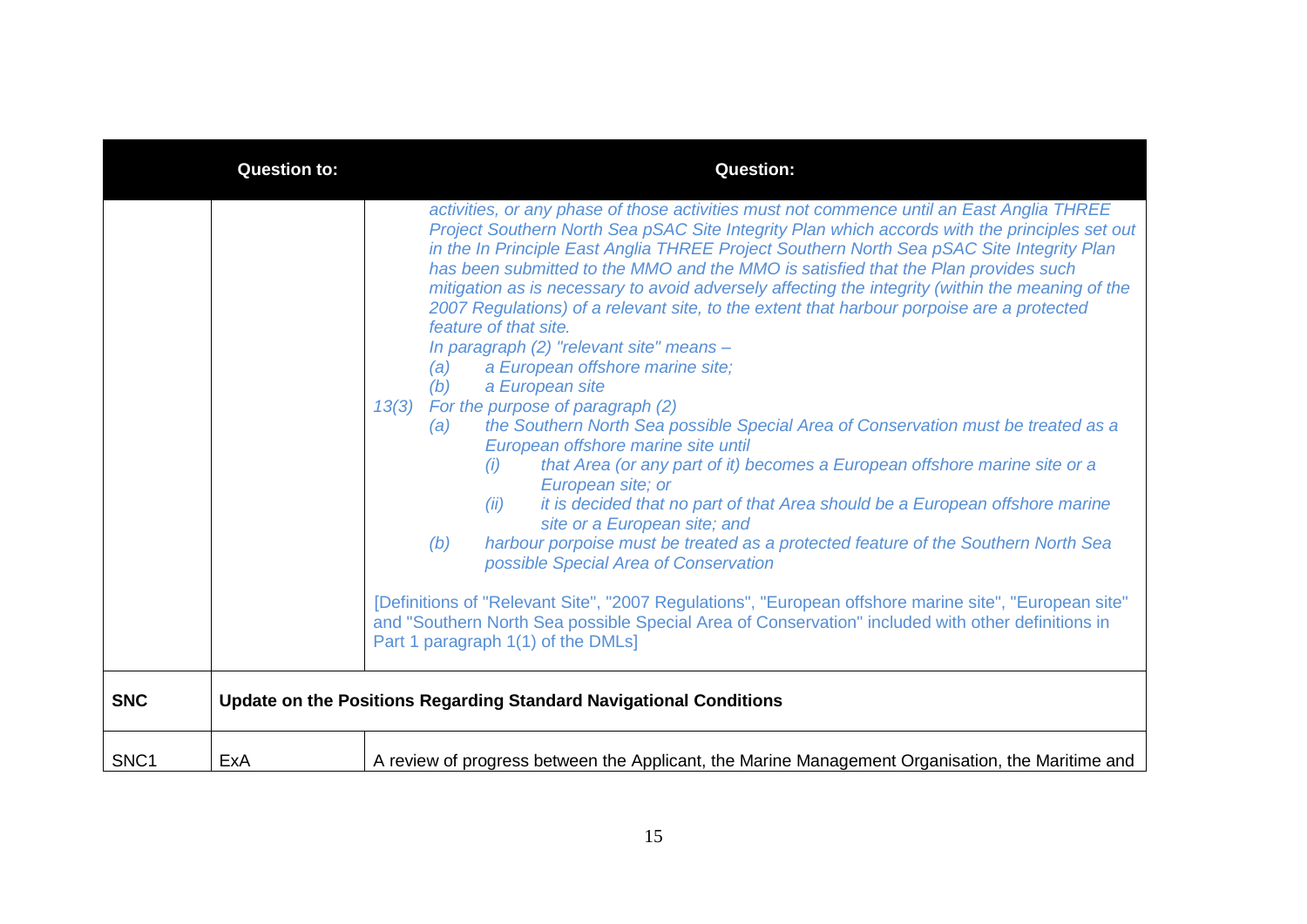| | Question to: | Question: |
|---|---|---|
| | | *activities, or any phase of those activities must not commence until an East Anglia THREE Project Southern North Sea pSAC Site Integrity Plan which accords with the principles set out in the In Principle East Anglia THREE Project Southern North Sea pSAC Site Integrity Plan has been submitted to the MMO and the MMO is satisfied that the Plan provides such mitigation as is necessary to avoid adversely affecting the integrity (within the meaning of the 2007 Regulations) of a relevant site, to the extent that harbour porpoise are a protected feature of that site.*<br>*In paragraph (2) "relevant site" means –*<br>*(a) a European offshore marine site;*<br>*(b) a European site*<br>*13(3) For the purpose of paragraph (2)*<br>*(a) the Southern North Sea possible Special Area of Conservation must be treated as a European offshore marine site until*<br>*(i) that Area (or any part of it) becomes a European offshore marine site or a European site; or*<br>*(ii) it is decided that no part of that Area should be a European offshore marine site or a European site; and*<br>*(b) harbour porpoise must be treated as a protected feature of the Southern North Sea possible Special Area of Conservation*<br><br>[Definitions of "Relevant Site", "2007 Regulations", "European offshore marine site", "European site" and "Southern North Sea possible Special Area of Conservation" included with other definitions in Part 1 paragraph 1(1) of the DMLs] |
| **SNC** | **Update on the Positions Regarding Standard Navigational Conditions** | |
| SNC1 | ExA | A review of progress between the Applicant, the Marine Management Organisation, the Maritime and |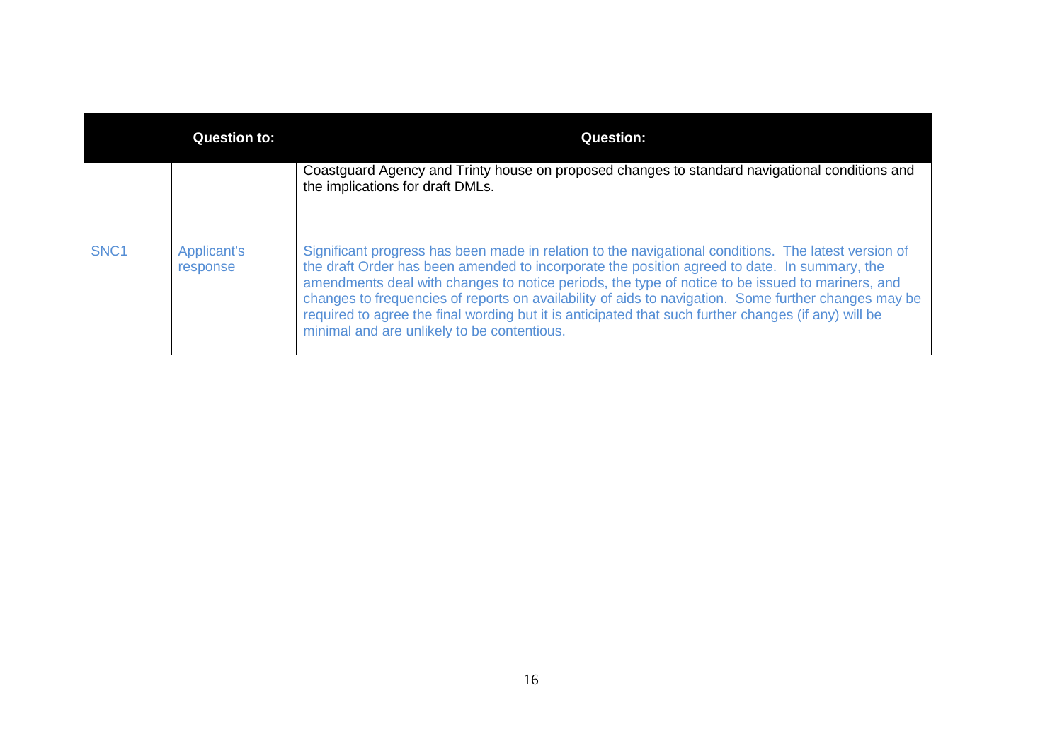| | Question to: | Question: |
|---|---|---|
| | | Coastguard Agency and Trinty house on proposed changes to standard navigational conditions and the implications for draft DMLs. |
| SNC1 | Applicant's response | Significant progress has been made in relation to the navigational conditions. The latest version of the draft Order has been amended to incorporate the position agreed to date. In summary, the amendments deal with changes to notice periods, the type of notice to be issued to mariners, and changes to frequencies of reports on availability of aids to navigation. Some further changes may be required to agree the final wording but it is anticipated that such further changes (if any) will be minimal and are unlikely to be contentious. |